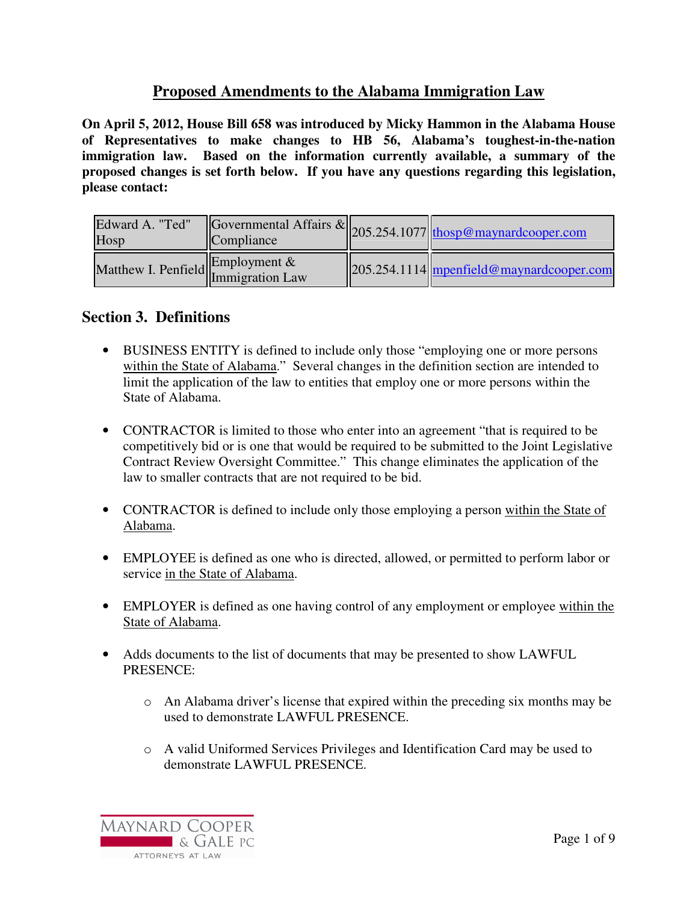# Proposed Amendments to the Alabama Immigration Law

**On April 5, 2012, House Bill 658 was introduced by Micky Hammon in the Alabama House of Representatives to make changes to HB 56, Alabama's toughest-in-the-nation immigration law. Based on the information currently available, a summary of the proposed changes is set forth below. If you have any questions regarding this legislation, please contact:**

| | | | |
|---|---|---|---|
| Edward A. "Ted" Hosp | Governmental Affairs & Compliance | 205.254.1077 | thosp@maynardcooper.com |
| Matthew I. Penfield | Employment & Immigration Law | 205.254.1114 | mpenfield@maynardcooper.com |

## Section 3. Definitions

- BUSINESS ENTITY is defined to include only those "employing one or more persons within the State of Alabama." Several changes in the definition section are intended to limit the application of the law to entities that employ one or more persons within the State of Alabama.

- CONTRACTOR is limited to those who enter into an agreement "that is required to be competitively bid or is one that would be required to be submitted to the Joint Legislative Contract Review Oversight Committee." This change eliminates the application of the law to smaller contracts that are not required to be bid.

- CONTRACTOR is defined to include only those employing a person within the State of Alabama.

- EMPLOYEE is defined as one who is directed, allowed, or permitted to perform labor or service in the State of Alabama.

- EMPLOYER is defined as one having control of any employment or employee within the State of Alabama.

- Adds documents to the list of documents that may be presented to show LAWFUL PRESENCE:
  - An Alabama driver's license that expired within the preceding six months may be used to demonstrate LAWFUL PRESENCE.
  - A valid Uniformed Services Privileges and Identification Card may be used to demonstrate LAWFUL PRESENCE.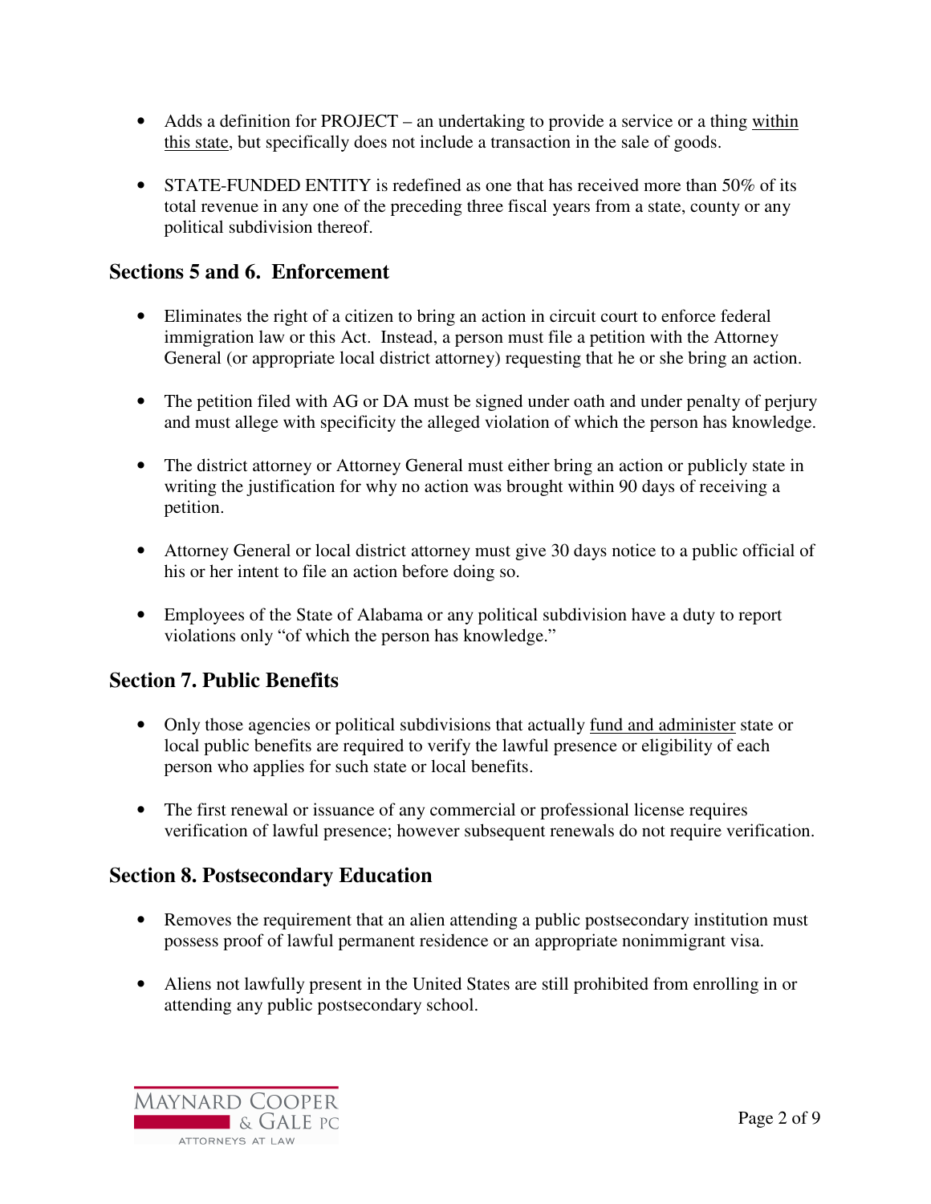- Adds a definition for PROJECT – an undertaking to provide a service or a thing <u>within this state</u>, but specifically does not include a transaction in the sale of goods.

- STATE-FUNDED ENTITY is redefined as one that has received more than 50% of its total revenue in any one of the preceding three fiscal years from a state, county or any political subdivision thereof.

## Sections 5 and 6. Enforcement

- Eliminates the right of a citizen to bring an action in circuit court to enforce federal immigration law or this Act. Instead, a person must file a petition with the Attorney General (or appropriate local district attorney) requesting that he or she bring an action.

- The petition filed with AG or DA must be signed under oath and under penalty of perjury and must allege with specificity the alleged violation of which the person has knowledge.

- The district attorney or Attorney General must either bring an action or publicly state in writing the justification for why no action was brought within 90 days of receiving a petition.

- Attorney General or local district attorney must give 30 days notice to a public official of his or her intent to file an action before doing so.

- Employees of the State of Alabama or any political subdivision have a duty to report violations only "of which the person has knowledge."

## Section 7. Public Benefits

- Only those agencies or political subdivisions that actually <u>fund and administer</u> state or local public benefits are required to verify the lawful presence or eligibility of each person who applies for such state or local benefits.

- The first renewal or issuance of any commercial or professional license requires verification of lawful presence; however subsequent renewals do not require verification.

## Section 8. Postsecondary Education

- Removes the requirement that an alien attending a public postsecondary institution must possess proof of lawful permanent residence or an appropriate nonimmigrant visa.

- Aliens not lawfully present in the United States are still prohibited from enrolling in or attending any public postsecondary school.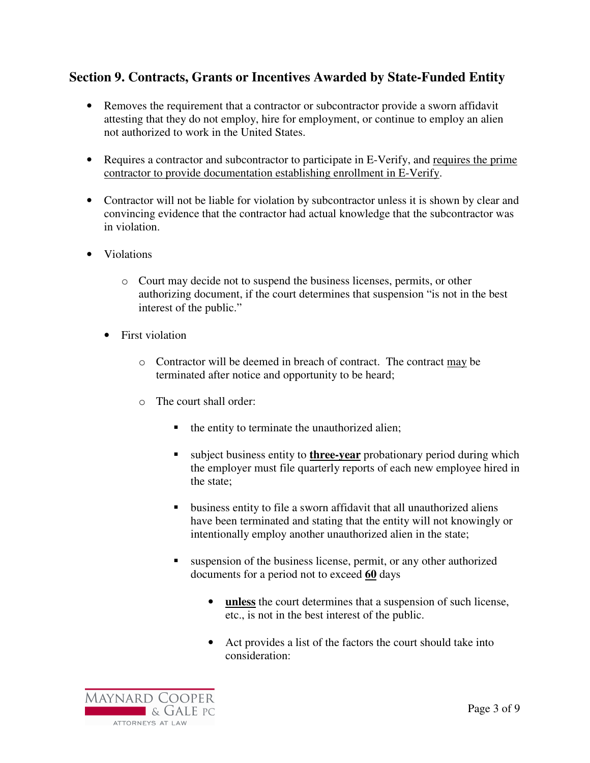## Section 9. Contracts, Grants or Incentives Awarded by State-Funded Entity

- Removes the requirement that a contractor or subcontractor provide a sworn affidavit attesting that they do not employ, hire for employment, or continue to employ an alien not authorized to work in the United States.

- Requires a contractor and subcontractor to participate in E-Verify, and <u>requires the prime contractor to provide documentation establishing enrollment in E-Verify</u>.

- Contractor will not be liable for violation by subcontractor unless it is shown by clear and convincing evidence that the contractor had actual knowledge that the subcontractor was in violation.

- Violations

  - Court may decide not to suspend the business licenses, permits, or other authorizing document, if the court determines that suspension "is not in the best interest of the public."

  - First violation

    - Contractor will be deemed in breach of contract. The contract <u>may</u> be terminated after notice and opportunity to be heard;

    - The court shall order:

      - the entity to terminate the unauthorized alien;

      - subject business entity to <u>**three-year**</u> probationary period during which the employer must file quarterly reports of each new employee hired in the state;

      - business entity to file a sworn affidavit that all unauthorized aliens have been terminated and stating that the entity will not knowingly or intentionally employ another unauthorized alien in the state;

      - suspension of the business license, permit, or any other authorized documents for a period not to exceed <u>**60**</u> days

        - <u>**unless**</u> the court determines that a suspension of such license, etc., is not in the best interest of the public.

        - Act provides a list of the factors the court should take into consideration: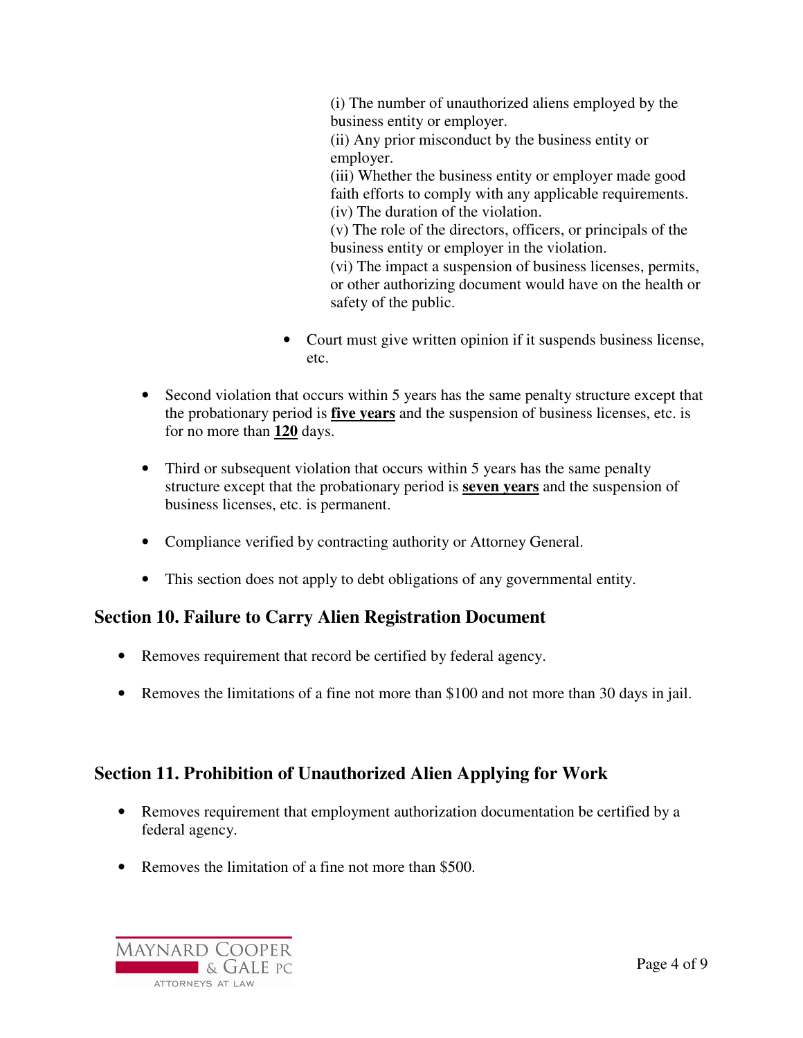(i) The number of unauthorized aliens employed by the business entity or employer.
(ii) Any prior misconduct by the business entity or employer.
(iii) Whether the business entity or employer made good faith efforts to comply with any applicable requirements.
(iv) The duration of the violation.
(v) The role of the directors, officers, or principals of the business entity or employer in the violation.
(vi) The impact a suspension of business licenses, permits, or other authorizing document would have on the health or safety of the public.

    - Court must give written opinion if it suspends business license, etc.

- Second violation that occurs within 5 years has the same penalty structure except that the probationary period is **<u>five years</u>** and the suspension of business licenses, etc. is for no more than **<u>120</u>** days.

- Third or subsequent violation that occurs within 5 years has the same penalty structure except that the probationary period is **<u>seven years</u>** and the suspension of business licenses, etc. is permanent.

- Compliance verified by contracting authority or Attorney General.

- This section does not apply to debt obligations of any governmental entity.

## Section 10. Failure to Carry Alien Registration Document

- Removes requirement that record be certified by federal agency.

- Removes the limitations of a fine not more than $100 and not more than 30 days in jail.

## Section 11. Prohibition of Unauthorized Alien Applying for Work

- Removes requirement that employment authorization documentation be certified by a federal agency.

- Removes the limitation of a fine not more than $500.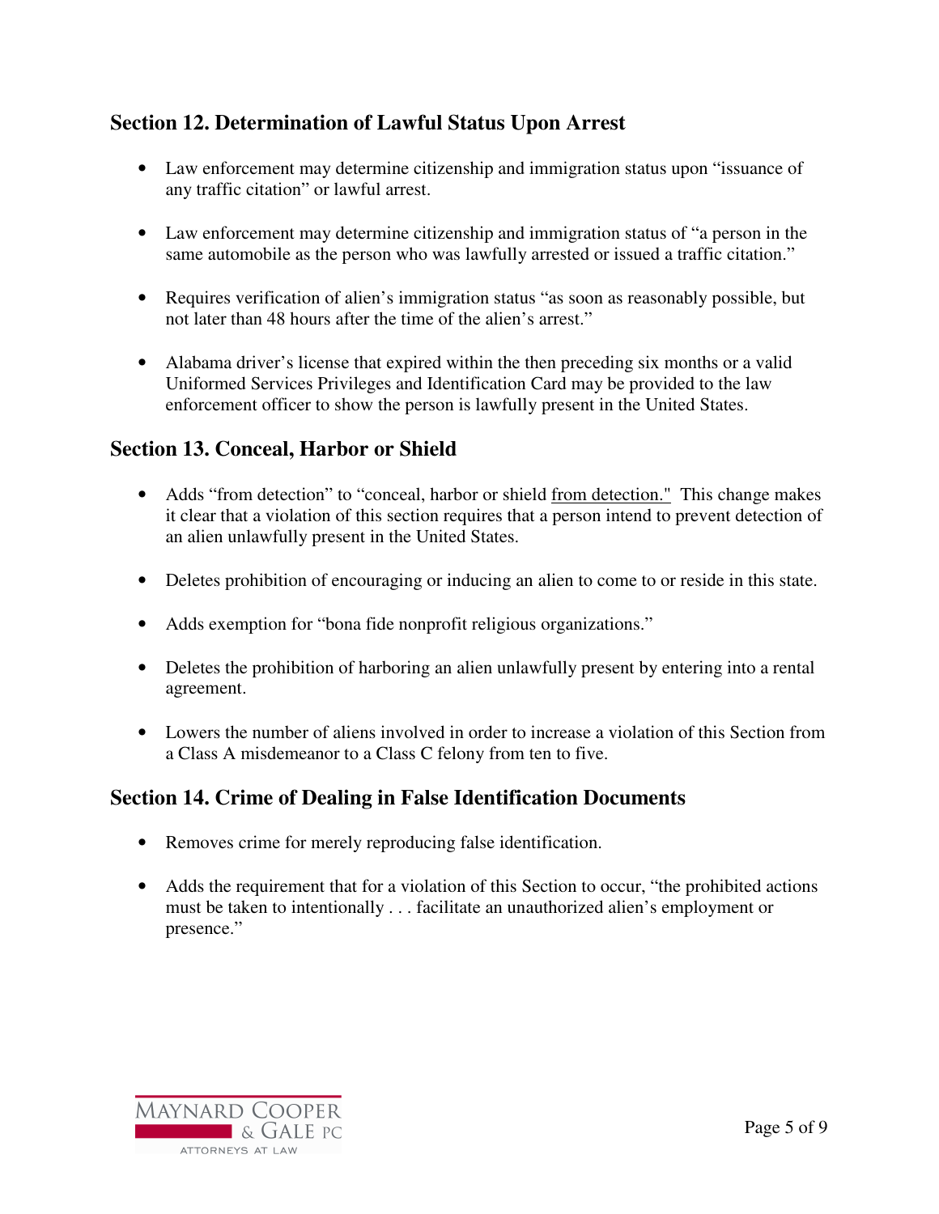## Section 12. Determination of Lawful Status Upon Arrest

- Law enforcement may determine citizenship and immigration status upon "issuance of any traffic citation" or lawful arrest.
- Law enforcement may determine citizenship and immigration status of "a person in the same automobile as the person who was lawfully arrested or issued a traffic citation."
- Requires verification of alien's immigration status "as soon as reasonably possible, but not later than 48 hours after the time of the alien's arrest."
- Alabama driver's license that expired within the then preceding six months or a valid Uniformed Services Privileges and Identification Card may be provided to the law enforcement officer to show the person is lawfully present in the United States.

## Section 13. Conceal, Harbor or Shield

- Adds "from detection" to "conceal, harbor or shield <u>from detection."</u> This change makes it clear that a violation of this section requires that a person intend to prevent detection of an alien unlawfully present in the United States.
- Deletes prohibition of encouraging or inducing an alien to come to or reside in this state.
- Adds exemption for "bona fide nonprofit religious organizations."
- Deletes the prohibition of harboring an alien unlawfully present by entering into a rental agreement.
- Lowers the number of aliens involved in order to increase a violation of this Section from a Class A misdemeanor to a Class C felony from ten to five.

## Section 14. Crime of Dealing in False Identification Documents

- Removes crime for merely reproducing false identification.
- Adds the requirement that for a violation of this Section to occur, "the prohibited actions must be taken to intentionally . . . facilitate an unauthorized alien's employment or presence."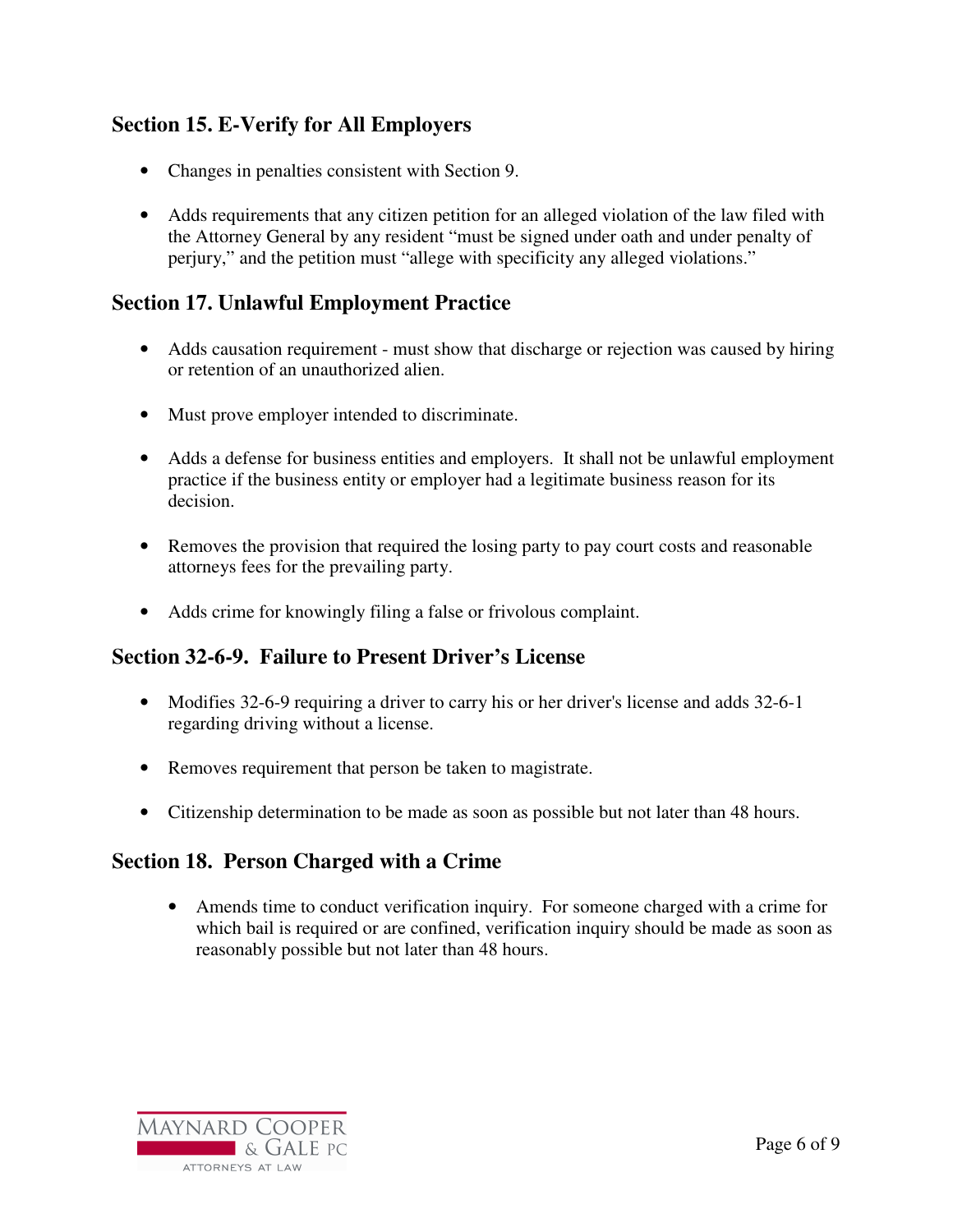## Section 15. E-Verify for All Employers

- Changes in penalties consistent with Section 9.
- Adds requirements that any citizen petition for an alleged violation of the law filed with the Attorney General by any resident "must be signed under oath and under penalty of perjury," and the petition must "allege with specificity any alleged violations."

## Section 17. Unlawful Employment Practice

- Adds causation requirement - must show that discharge or rejection was caused by hiring or retention of an unauthorized alien.
- Must prove employer intended to discriminate.
- Adds a defense for business entities and employers. It shall not be unlawful employment practice if the business entity or employer had a legitimate business reason for its decision.
- Removes the provision that required the losing party to pay court costs and reasonable attorneys fees for the prevailing party.
- Adds crime for knowingly filing a false or frivolous complaint.

## Section 32-6-9. Failure to Present Driver's License

- Modifies 32-6-9 requiring a driver to carry his or her driver's license and adds 32-6-1 regarding driving without a license.
- Removes requirement that person be taken to magistrate.
- Citizenship determination to be made as soon as possible but not later than 48 hours.

## Section 18. Person Charged with a Crime

- Amends time to conduct verification inquiry. For someone charged with a crime for which bail is required or are confined, verification inquiry should be made as soon as reasonably possible but not later than 48 hours.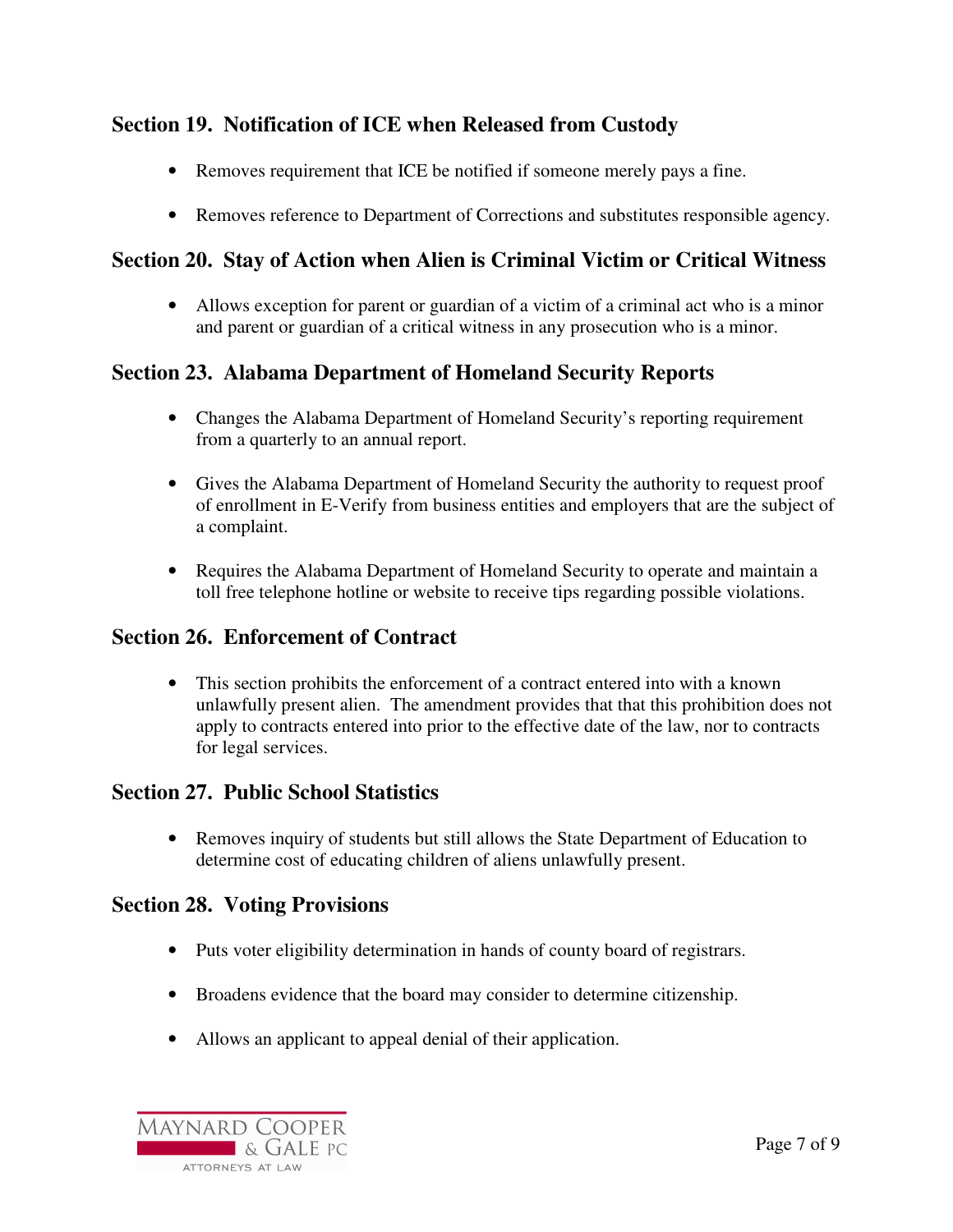## Section 19. Notification of ICE when Released from Custody

- Removes requirement that ICE be notified if someone merely pays a fine.
- Removes reference to Department of Corrections and substitutes responsible agency.

## Section 20. Stay of Action when Alien is Criminal Victim or Critical Witness

- Allows exception for parent or guardian of a victim of a criminal act who is a minor and parent or guardian of a critical witness in any prosecution who is a minor.

## Section 23. Alabama Department of Homeland Security Reports

- Changes the Alabama Department of Homeland Security's reporting requirement from a quarterly to an annual report.
- Gives the Alabama Department of Homeland Security the authority to request proof of enrollment in E-Verify from business entities and employers that are the subject of a complaint.
- Requires the Alabama Department of Homeland Security to operate and maintain a toll free telephone hotline or website to receive tips regarding possible violations.

## Section 26. Enforcement of Contract

- This section prohibits the enforcement of a contract entered into with a known unlawfully present alien. The amendment provides that that this prohibition does not apply to contracts entered into prior to the effective date of the law, nor to contracts for legal services.

## Section 27. Public School Statistics

- Removes inquiry of students but still allows the State Department of Education to determine cost of educating children of aliens unlawfully present.

## Section 28. Voting Provisions

- Puts voter eligibility determination in hands of county board of registrars.
- Broadens evidence that the board may consider to determine citizenship.
- Allows an applicant to appeal denial of their application.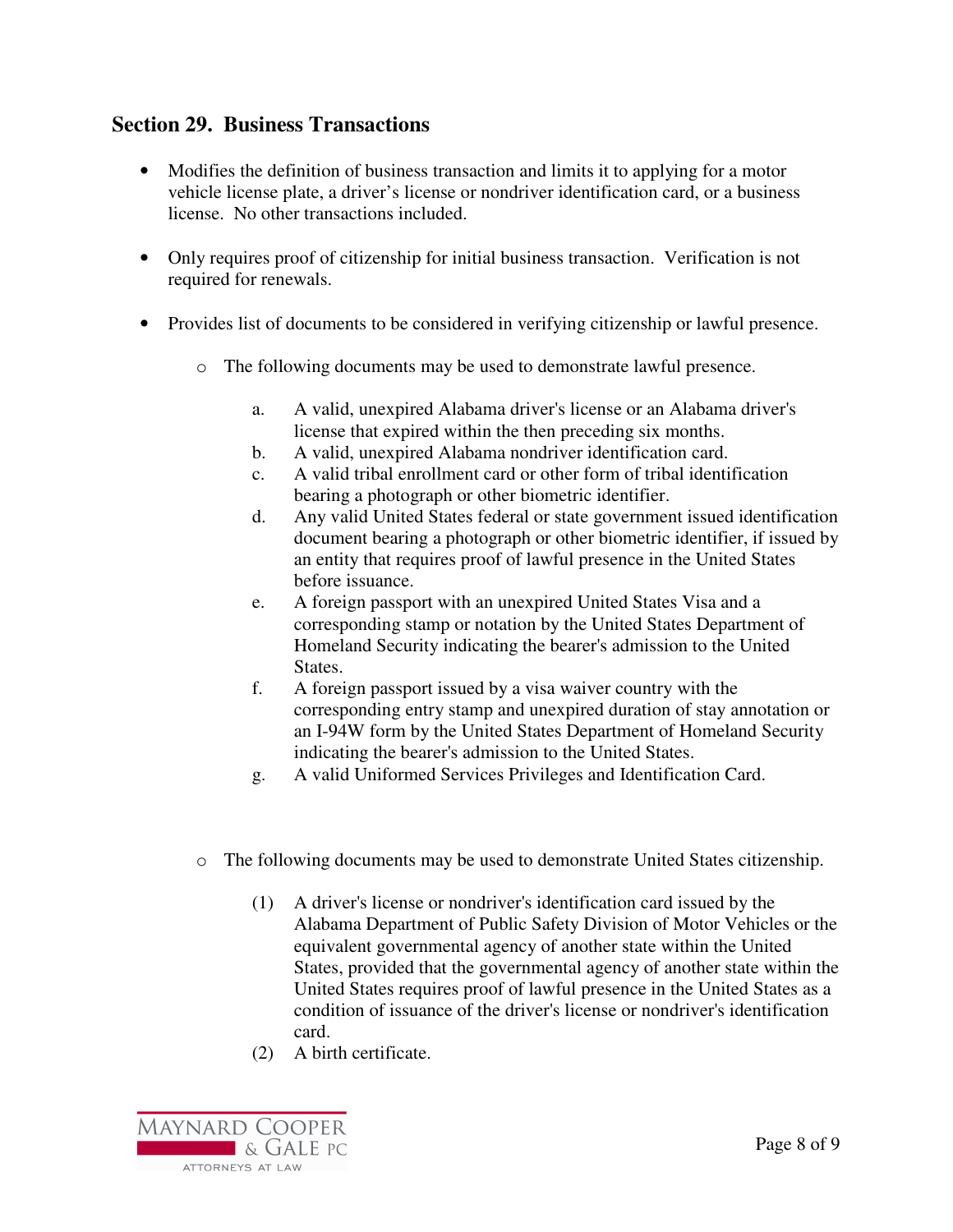## Section 29. Business Transactions

- Modifies the definition of business transaction and limits it to applying for a motor vehicle license plate, a driver's license or nondriver identification card, or a business license. No other transactions included.

- Only requires proof of citizenship for initial business transaction. Verification is not required for renewals.

- Provides list of documents to be considered in verifying citizenship or lawful presence.

    - The following documents may be used to demonstrate lawful presence.

        a. A valid, unexpired Alabama driver's license or an Alabama driver's license that expired within the then preceding six months.
        b. A valid, unexpired Alabama nondriver identification card.
        c. A valid tribal enrollment card or other form of tribal identification bearing a photograph or other biometric identifier.
        d. Any valid United States federal or state government issued identification document bearing a photograph or other biometric identifier, if issued by an entity that requires proof of lawful presence in the United States before issuance.
        e. A foreign passport with an unexpired United States Visa and a corresponding stamp or notation by the United States Department of Homeland Security indicating the bearer's admission to the United States.
        f. A foreign passport issued by a visa waiver country with the corresponding entry stamp and unexpired duration of stay annotation or an I-94W form by the United States Department of Homeland Security indicating the bearer's admission to the United States.
        g. A valid Uniformed Services Privileges and Identification Card.

    - The following documents may be used to demonstrate United States citizenship.

        (1) A driver's license or nondriver's identification card issued by the Alabama Department of Public Safety Division of Motor Vehicles or the equivalent governmental agency of another state within the United States, provided that the governmental agency of another state within the United States requires proof of lawful presence in the United States as a condition of issuance of the driver's license or nondriver's identification card.
        (2) A birth certificate.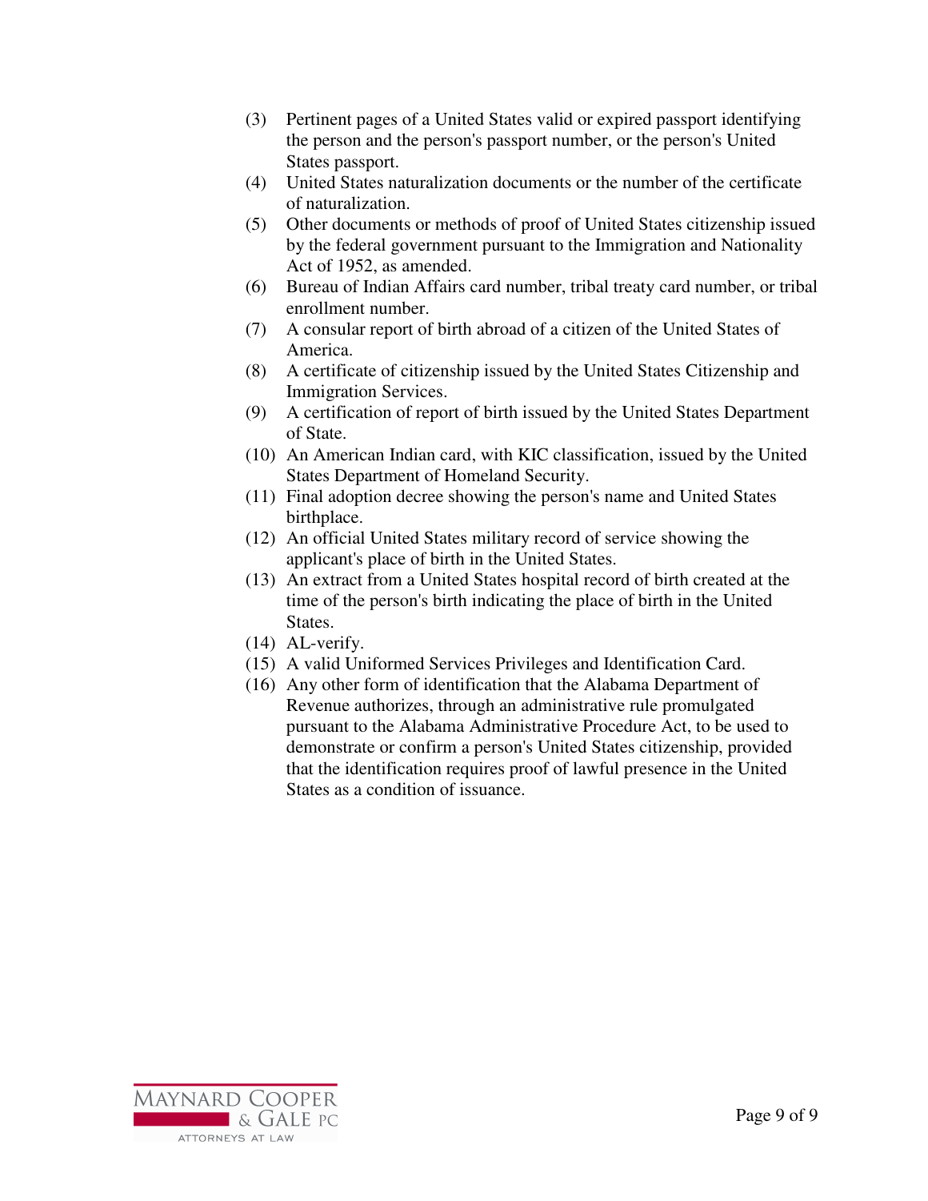(3) Pertinent pages of a United States valid or expired passport identifying the person and the person's passport number, or the person's United States passport.

(4) United States naturalization documents or the number of the certificate of naturalization.

(5) Other documents or methods of proof of United States citizenship issued by the federal government pursuant to the Immigration and Nationality Act of 1952, as amended.

(6) Bureau of Indian Affairs card number, tribal treaty card number, or tribal enrollment number.

(7) A consular report of birth abroad of a citizen of the United States of America.

(8) A certificate of citizenship issued by the United States Citizenship and Immigration Services.

(9) A certification of report of birth issued by the United States Department of State.

(10) An American Indian card, with KIC classification, issued by the United States Department of Homeland Security.

(11) Final adoption decree showing the person's name and United States birthplace.

(12) An official United States military record of service showing the applicant's place of birth in the United States.

(13) An extract from a United States hospital record of birth created at the time of the person's birth indicating the place of birth in the United States.

(14) AL-verify.

(15) A valid Uniformed Services Privileges and Identification Card.

(16) Any other form of identification that the Alabama Department of Revenue authorizes, through an administrative rule promulgated pursuant to the Alabama Administrative Procedure Act, to be used to demonstrate or confirm a person's United States citizenship, provided that the identification requires proof of lawful presence in the United States as a condition of issuance.